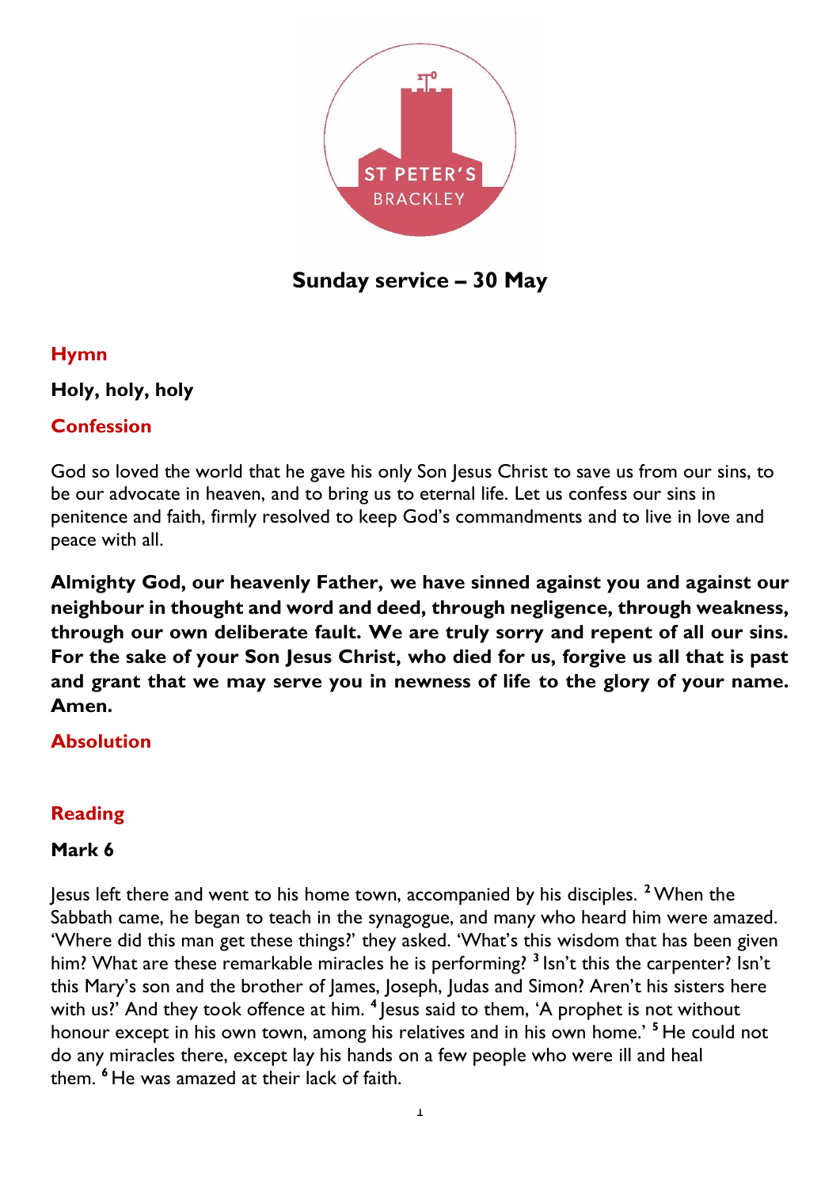ST PETER'S
BRACKLEY

# Sunday service – 30 May

## Hymn

**Holy, holy, holy**

## Confession

God so loved the world that he gave his only Son Jesus Christ to save us from our sins, to be our advocate in heaven, and to bring us to eternal life. Let us confess our sins in penitence and faith, firmly resolved to keep God's commandments and to live in love and peace with all.

**Almighty God, our heavenly Father, we have sinned against you and against our neighbour in thought and word and deed, through negligence, through weakness, through our own deliberate fault. We are truly sorry and repent of all our sins. For the sake of your Son Jesus Christ, who died for us, forgive us all that is past and grant that we may serve you in newness of life to the glory of your name. Amen.**

## Absolution

## Reading

**Mark 6**

Jesus left there and went to his home town, accompanied by his disciples. [2] When the Sabbath came, he began to teach in the synagogue, and many who heard him were amazed. 'Where did this man get these things?' they asked. 'What's this wisdom that has been given him? What are these remarkable miracles he is performing? [3] Isn't this the carpenter? Isn't this Mary's son and the brother of James, Joseph, Judas and Simon? Aren't his sisters here with us?' And they took offence at him. [4] Jesus said to them, 'A prophet is not without honour except in his own town, among his relatives and in his own home.' [5] He could not do any miracles there, except lay his hands on a few people who were ill and heal them. [6] He was amazed at their lack of faith.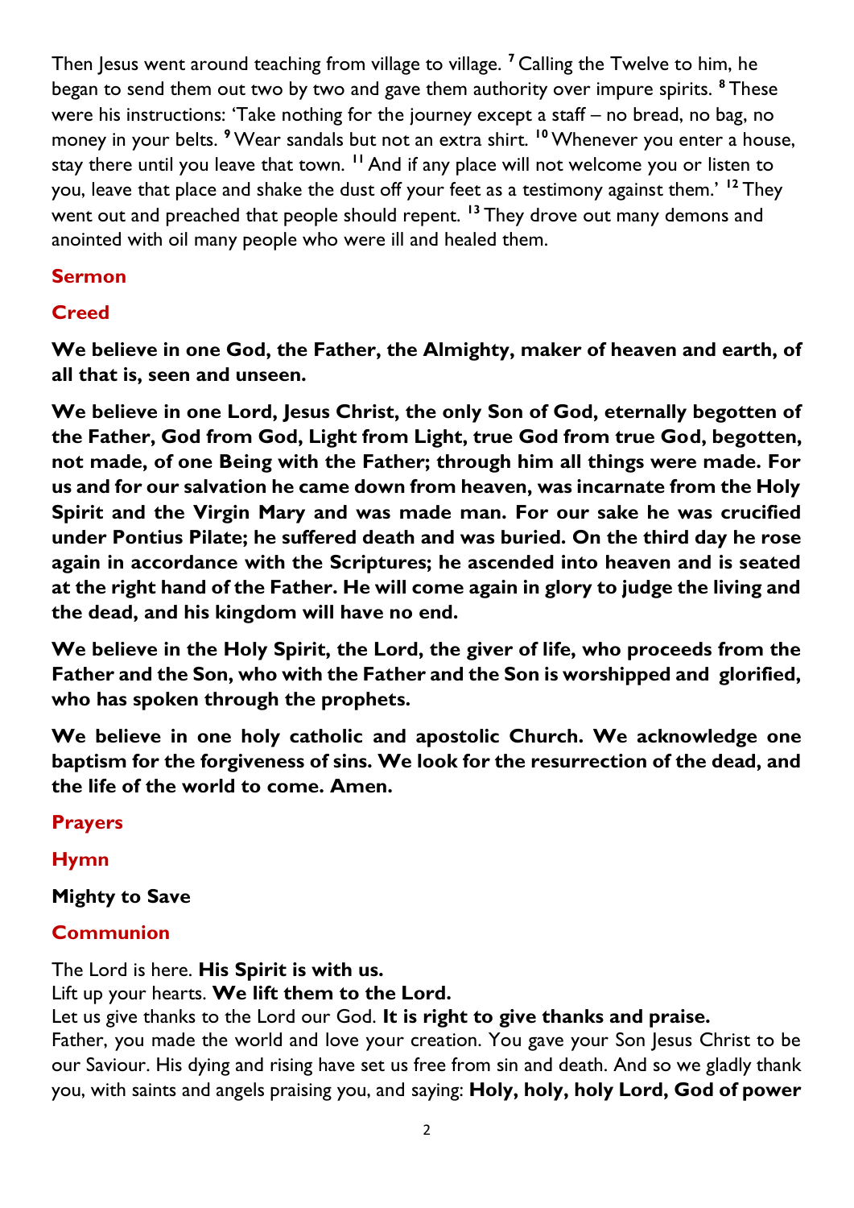Then Jesus went around teaching from village to village. [7] Calling the Twelve to him, he began to send them out two by two and gave them authority over impure spirits. [8] These were his instructions: 'Take nothing for the journey except a staff – no bread, no bag, no money in your belts. [9] Wear sandals but not an extra shirt. [10] Whenever you enter a house, stay there until you leave that town. [11] And if any place will not welcome you or listen to you, leave that place and shake the dust off your feet as a testimony against them.' [12] They went out and preached that people should repent. [13] They drove out many demons and anointed with oil many people who were ill and healed them.

## Sermon

## Creed

**We believe in one God, the Father, the Almighty, maker of heaven and earth, of all that is, seen and unseen.**

**We believe in one Lord, Jesus Christ, the only Son of God, eternally begotten of the Father, God from God, Light from Light, true God from true God, begotten, not made, of one Being with the Father; through him all things were made. For us and for our salvation he came down from heaven, was incarnate from the Holy Spirit and the Virgin Mary and was made man. For our sake he was crucified under Pontius Pilate; he suffered death and was buried. On the third day he rose again in accordance with the Scriptures; he ascended into heaven and is seated at the right hand of the Father. He will come again in glory to judge the living and the dead, and his kingdom will have no end.**

**We believe in the Holy Spirit, the Lord, the giver of life, who proceeds from the Father and the Son, who with the Father and the Son is worshipped and glorified, who has spoken through the prophets.**

**We believe in one holy catholic and apostolic Church. We acknowledge one baptism for the forgiveness of sins. We look for the resurrection of the dead, and the life of the world to come. Amen.**

## Prayers

## Hymn

**Mighty to Save**

## Communion

The Lord is here. **His Spirit is with us.**
Lift up your hearts. **We lift them to the Lord.**
Let us give thanks to the Lord our God. **It is right to give thanks and praise.**
Father, you made the world and love your creation. You gave your Son Jesus Christ to be our Saviour. His dying and rising have set us free from sin and death. And so we gladly thank you, with saints and angels praising you, and saying: **Holy, holy, holy Lord, God of power**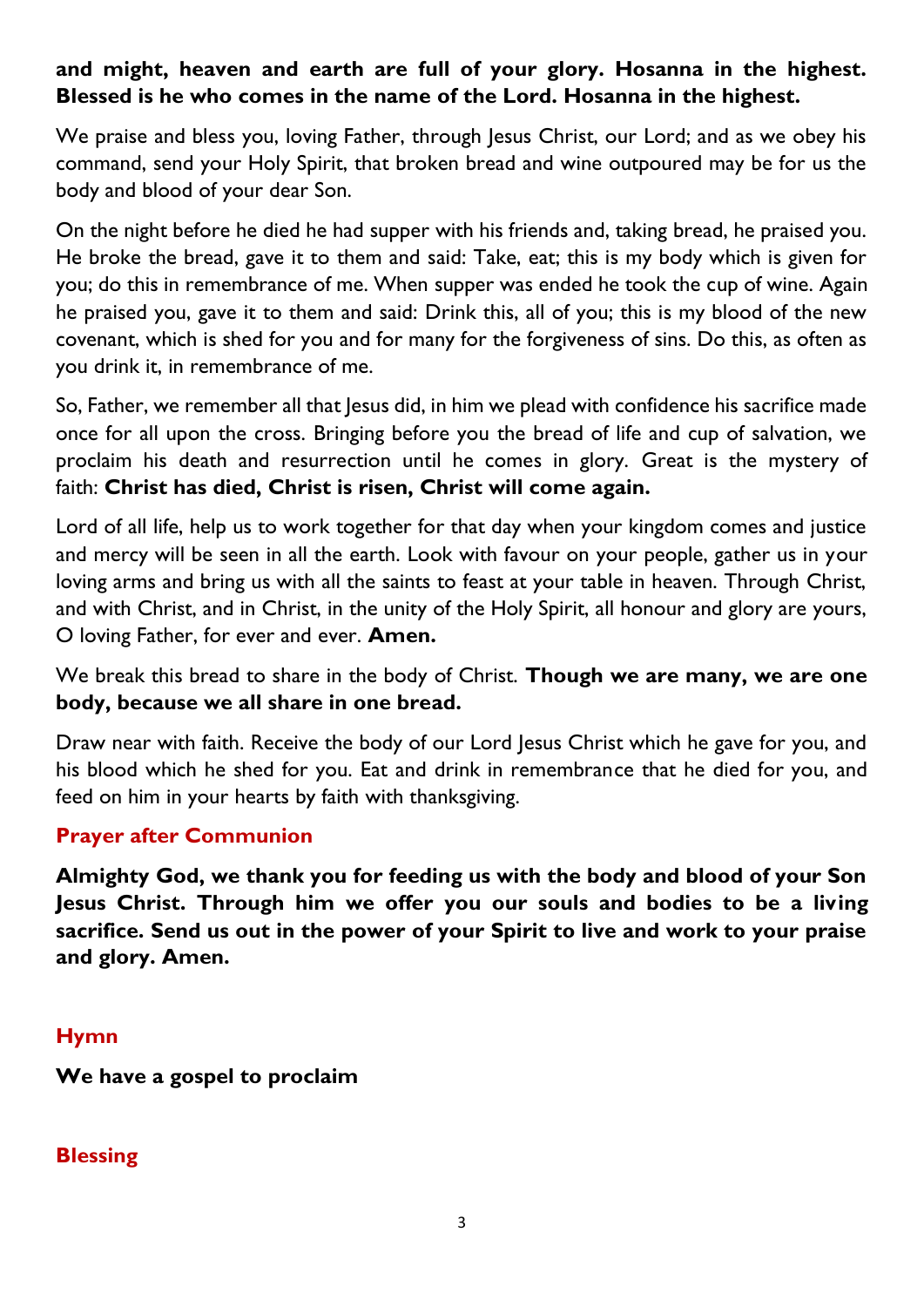**and might, heaven and earth are full of your glory. Hosanna in the highest. Blessed is he who comes in the name of the Lord. Hosanna in the highest.**

We praise and bless you, loving Father, through Jesus Christ, our Lord; and as we obey his command, send your Holy Spirit, that broken bread and wine outpoured may be for us the body and blood of your dear Son.

On the night before he died he had supper with his friends and, taking bread, he praised you. He broke the bread, gave it to them and said: Take, eat; this is my body which is given for you; do this in remembrance of me. When supper was ended he took the cup of wine. Again he praised you, gave it to them and said: Drink this, all of you; this is my blood of the new covenant, which is shed for you and for many for the forgiveness of sins. Do this, as often as you drink it, in remembrance of me.

So, Father, we remember all that Jesus did, in him we plead with confidence his sacrifice made once for all upon the cross. Bringing before you the bread of life and cup of salvation, we proclaim his death and resurrection until he comes in glory. Great is the mystery of faith: **Christ has died, Christ is risen, Christ will come again.**

Lord of all life, help us to work together for that day when your kingdom comes and justice and mercy will be seen in all the earth. Look with favour on your people, gather us in your loving arms and bring us with all the saints to feast at your table in heaven. Through Christ, and with Christ, and in Christ, in the unity of the Holy Spirit, all honour and glory are yours, O loving Father, for ever and ever. **Amen.**

We break this bread to share in the body of Christ. **Though we are many, we are one body, because we all share in one bread.**

Draw near with faith. Receive the body of our Lord Jesus Christ which he gave for you, and his blood which he shed for you. Eat and drink in remembrance that he died for you, and feed on him in your hearts by faith with thanksgiving.

## Prayer after Communion

**Almighty God, we thank you for feeding us with the body and blood of your Son Jesus Christ. Through him we offer you our souls and bodies to be a living sacrifice. Send us out in the power of your Spirit to live and work to your praise and glory. Amen.**

## Hymn

**We have a gospel to proclaim**

## Blessing